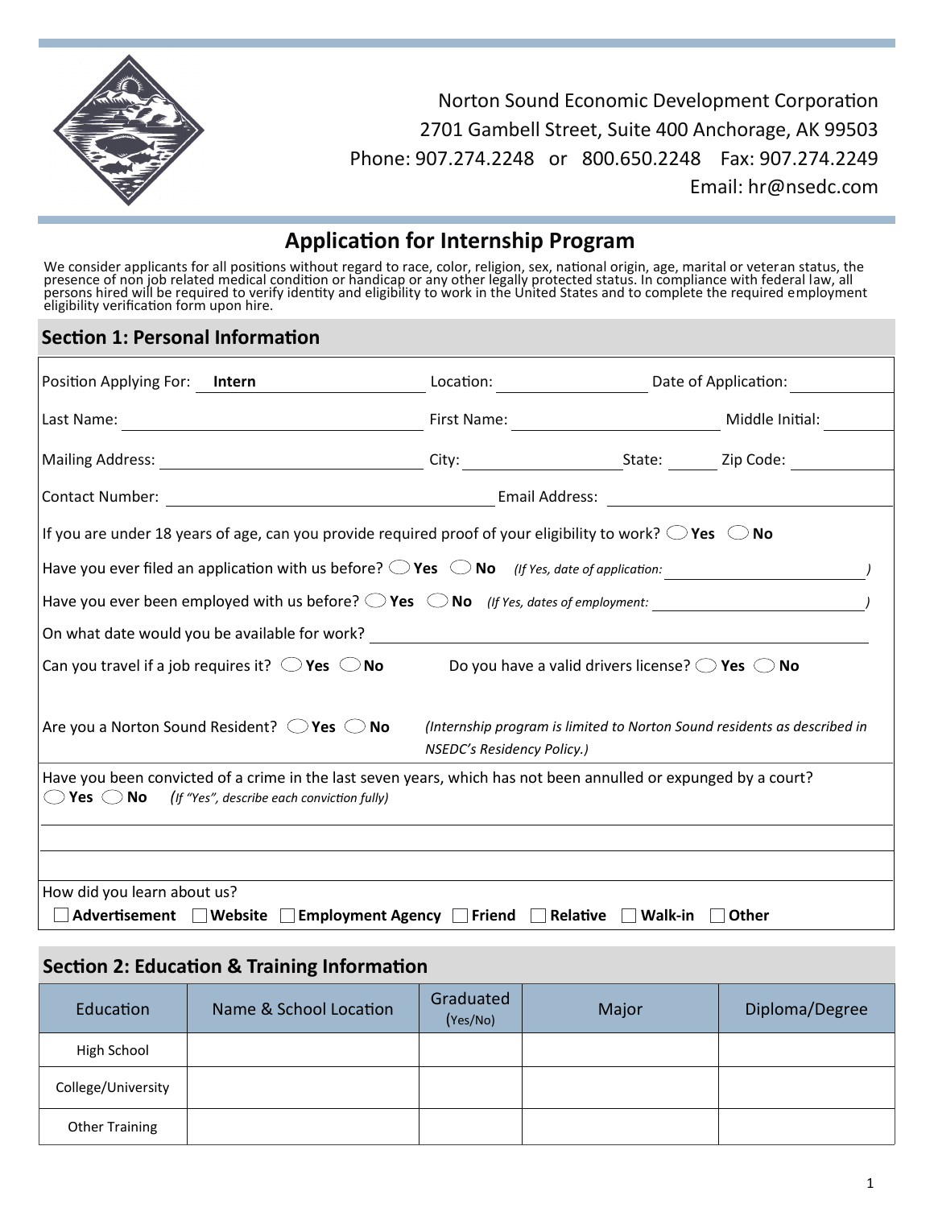Norton Sound Economic Development Corporation
2701 Gambell Street, Suite 400 Anchorage, AK 99503
Phone: 907.274.2248 or 800.650.2248 Fax: 907.274.2249
Email: hr@nsedc.com

# Application for Internship Program

We consider applicants for all positions without regard to race, color, religion, sex, national origin, age, marital or veteran status, the presence of non job related medical condition or handicap or any other legally protected status. In compliance with federal law, all persons hired will be required to verify identity and eligibility to work in the United States and to complete the required employment eligibility verification form upon hire.

## Section 1: Personal Information

Position Applying For: **Intern** Location: ______ Date of Application: ______

Last Name: ______ First Name: ______ Middle Initial: ______

Mailing Address: ______ City: ______ State: ______ Zip Code: ______

Contact Number: ______ Email Address: ______

If you are under 18 years of age, can you provide required proof of your eligibility to work? ◯ **Yes** ◯ **No**

Have you ever filed an application with us before? ◯ **Yes** ◯ **No** *(If Yes, date of application: ______ )*

Have you ever been employed with us before? ◯ **Yes** ◯ **No** *(If Yes, dates of employment: ______ )*

On what date would you be available for work? ______

Can you travel if a job requires it? ◯ **Yes** ◯ **No** Do you have a valid drivers license? ◯ **Yes** ◯ **No**

Are you a Norton Sound Resident? ◯ **Yes** ◯ **No** *(Internship program is limited to Norton Sound residents as described in NSEDC's Residency Policy.)*

Have you been convicted of a crime in the last seven years, which has not been annulled or expunged by a court?
◯ **Yes** ◯ **No** *(If "Yes", describe each conviction fully)*

______

______

How did you learn about us?
☐ **Advertisement** ☐ **Website** ☐ **Employment Agency** ☐ **Friend** ☐ **Relative** ☐ **Walk-in** ☐ **Other**

## Section 2: Education & Training Information

| Education | Name & School Location | Graduated (Yes/No) | Major | Diploma/Degree |
|---|---|---|---|---|
| High School | | | | |
| College/University | | | | |
| Other Training | | | | |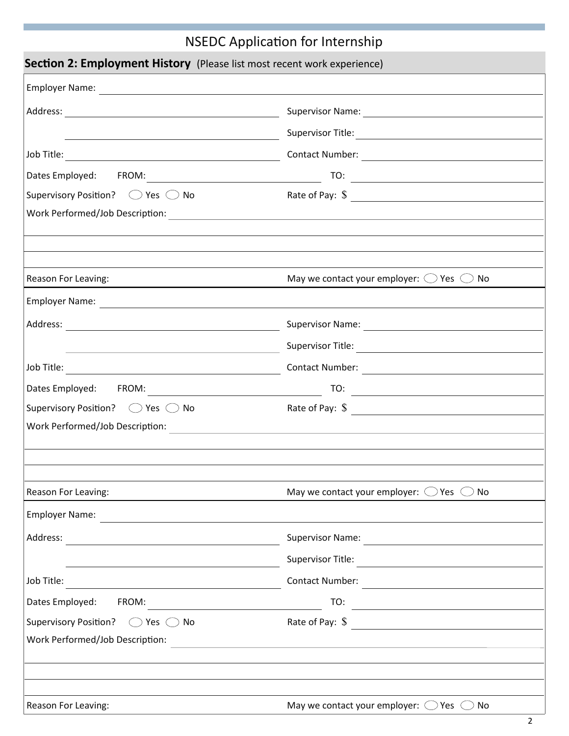# NSEDC Application for Internship

## Section 2: Employment History (Please list most recent work experience)

Employer Name: ____________________

Address: ____________________ Supervisor Name: ____________________

____________________ Supervisor Title: ____________________

Job Title: ____________________ Contact Number: ____________________

Dates Employed: FROM: ____________________ TO: ____________________

Supervisory Position? ◯ Yes ◯ No Rate of Pay: $ ____________________

Work Performed/Job Description: ____________________

____________________

____________________

Reason For Leaving: May we contact your employer: ◯ Yes ◯ No

---

Employer Name: ____________________

Address: ____________________ Supervisor Name: ____________________

____________________ Supervisor Title: ____________________

Job Title: ____________________ Contact Number: ____________________

Dates Employed: FROM: ____________________ TO: ____________________

Supervisory Position? ◯ Yes ◯ No Rate of Pay: $ ____________________

Work Performed/Job Description: ____________________

____________________

____________________

Reason For Leaving: May we contact your employer: ◯ Yes ◯ No

---

Employer Name: ____________________

Address: ____________________ Supervisor Name: ____________________

____________________ Supervisor Title: ____________________

Job Title: ____________________ Contact Number: ____________________

Dates Employed: FROM: ____________________ TO: ____________________

Supervisory Position? ◯ Yes ◯ No Rate of Pay: $ ____________________

Work Performed/Job Description: ____________________

____________________

____________________

Reason For Leaving: May we contact your employer: ◯ Yes ◯ No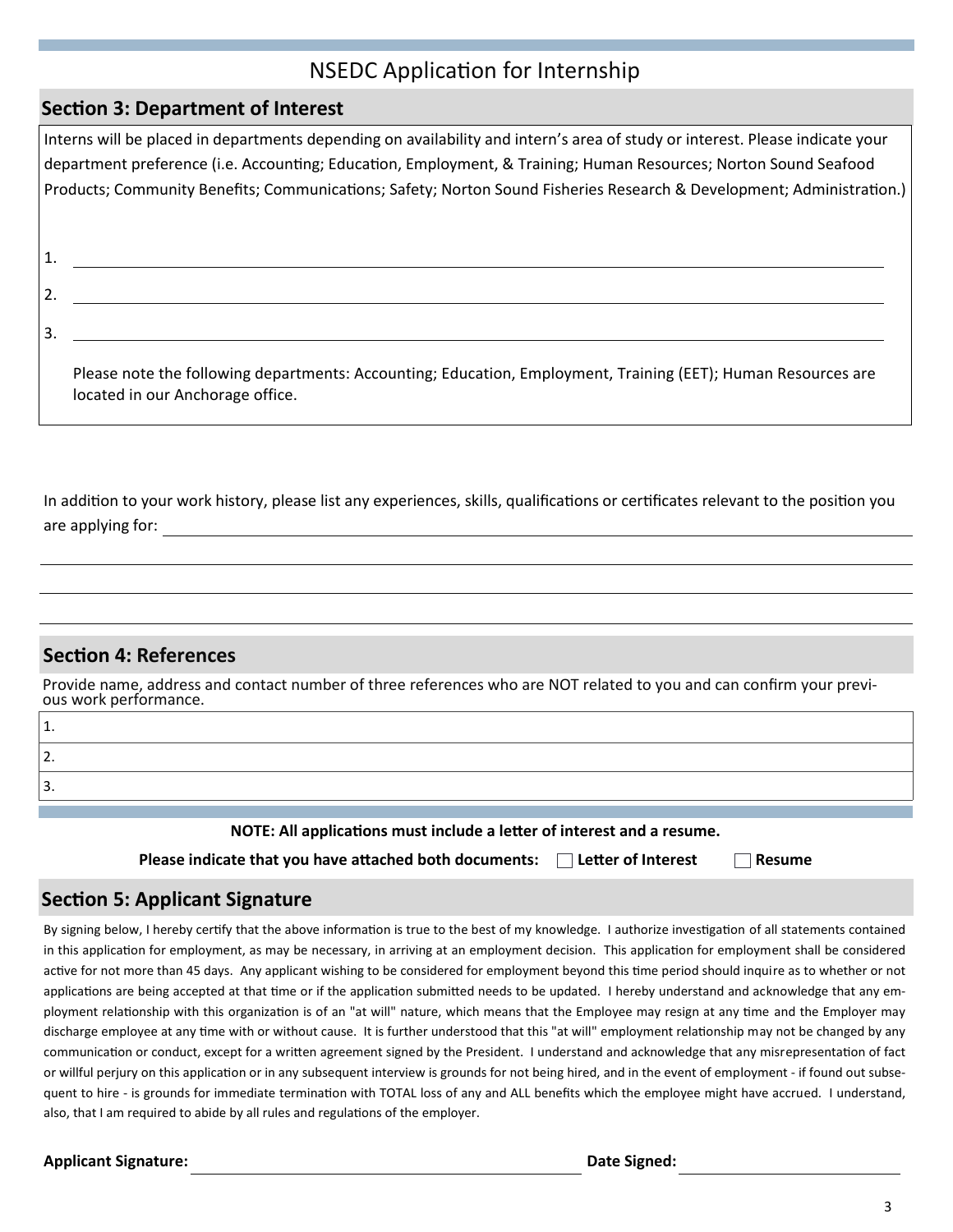# NSEDC Application for Internship

## Section 3: Department of Interest

Interests will be placed in departments depending on availability and intern's area of study or interest. Please indicate your department preference (i.e. Accounting; Education, Employment, & Training; Human Resources; Norton Sound Seafood Products; Community Benefits; Communications; Safety; Norton Sound Fisheries Research & Development; Administration.)

1. ______________________________
2. ______________________________
3. ______________________________

Please note the following departments: Accounting; Education, Employment, Training (EET); Human Resources are located in our Anchorage office.

In addition to your work history, please list any experiences, skills, qualifications or certificates relevant to the position you are applying for: ______________________________

______________________________

______________________________

______________________________

## Section 4: References

Provide name, address and contact number of three references who are NOT related to you and can confirm your previous work performance.

| |
|---|
| 1. |
| 2. |
| 3. |

**NOTE: All applications must include a letter of interest and a resume.**

**Please indicate that you have attached both documents:** ☐ **Letter of Interest** ☐ **Resume**

## Section 5: Applicant Signature

By signing below, I hereby certify that the above information is true to the best of my knowledge. I authorize investigation of all statements contained in this application for employment, as may be necessary, in arriving at an employment decision. This application for employment shall be considered active for not more than 45 days. Any applicant wishing to be considered for employment beyond this time period should inquire as to whether or not applications are being accepted at that time or if the application submitted needs to be updated. I hereby understand and acknowledge that any employment relationship with this organization is of an "at will" nature, which means that the Employee may resign at any time and the Employer may discharge employee at any time with or without cause. It is further understood that this "at will" employment relationship may not be changed by any communication or conduct, except for a written agreement signed by the President. I understand and acknowledge that any misrepresentation of fact or willful perjury on this application or in any subsequent interview is grounds for not being hired, and in the event of employment - if found out subsequent to hire - is grounds for immediate termination with TOTAL loss of any and ALL benefits which the employee might have accrued. I understand, also, that I am required to abide by all rules and regulations of the employer.

**Applicant Signature:** ______________________________ **Date Signed:** ______________________________